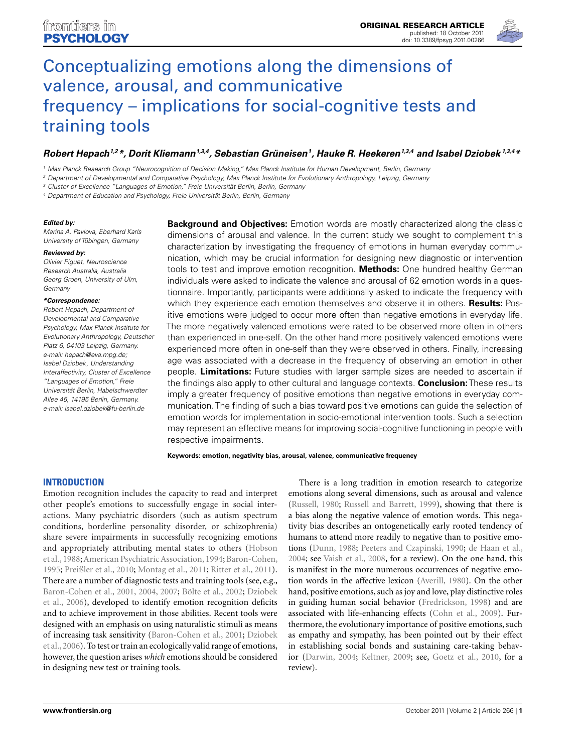# Conceptualizing emotions along the dimensions of valence, arousal, and communicative frequency – implications for social-cognitive tests and training tools

***Robert Hepach[1,2]\*, Dorit Kliemann[1,3,4], Sebastian Grüneisen[1], Hauke R. Heekeren[1,3,4] and Isabel Dziobek[1,3,4]\****

[1] Max Planck Research Group "Neurocognition of Decision Making," Max Planck Institute for Human Development, Berlin, Germany
[2] Department of Developmental and Comparative Psychology, Max Planck Institute for Evolutionary Anthropology, Leipzig, Germany
[3] Cluster of Excellence "Languages of Emotion," Freie Universität Berlin, Berlin, Germany
[4] Department of Education and Psychology, Freie Universität Berlin, Berlin, Germany

***Edited by:***
*Marina A. Pavlova, Eberhard Karls University of Tübingen, Germany*

***Reviewed by:***
*Olivier Piguet, Neuroscience Research Australia, Australia*
*Georg Groen, University of Ulm, Germany*

***\*Correspondence:***
*Robert Hepach, Department of Developmental and Comparative Psychology, Max Planck Institute for Evolutionary Anthropology, Deutscher Platz 6, 04103 Leipzig, Germany. e-mail: hepach@eva.mpg.de; Isabel Dziobek, Understanding Interaffectivity, Cluster of Excellence "Languages of Emotion," Freie Universität Berlin, Habelschwerdter Allee 45, 14195 Berlin, Germany. e-mail: isabel.dziobek@fu-berlin.de*

**Background and Objectives:** Emotion words are mostly characterized along the classic dimensions of arousal and valence. In the current study we sought to complement this characterization by investigating the frequency of emotions in human everyday communication, which may be crucial information for designing new diagnostic or intervention tools to test and improve emotion recognition. **Methods:** One hundred healthy German individuals were asked to indicate the valence and arousal of 62 emotion words in a questionnaire. Importantly, participants were additionally asked to indicate the frequency with which they experience each emotion themselves and observe it in others. **Results:** Positive emotions were judged to occur more often than negative emotions in everyday life. The more negatively valenced emotions were rated to be observed more often in others than experienced in one-self. On the other hand more positively valenced emotions were experienced more often in one-self than they were observed in others. Finally, increasing age was associated with a decrease in the frequency of observing an emotion in other people. **Limitations:** Future studies with larger sample sizes are needed to ascertain if the findings also apply to other cultural and language contexts. **Conclusion:** These results imply a greater frequency of positive emotions than negative emotions in everyday communication. The finding of such a bias toward positive emotions can guide the selection of emotion words for implementation in socio-emotional intervention tools. Such a selection may represent an effective means for improving social-cognitive functioning in people with respective impairments.

**Keywords: emotion, negativity bias, arousal, valence, communicative frequency**

## INTRODUCTION

Emotion recognition includes the capacity to read and interpret other people's emotions to successfully engage in social interactions. Many psychiatric disorders (such as autism spectrum conditions, borderline personality disorder, or schizophrenia) share severe impairments in successfully recognizing emotions and appropriately attributing mental states to others (Hobson et al., 1988; American Psychiatric Association, 1994; Baron-Cohen, 1995; Preißler et al., 2010; Montag et al., 2011; Ritter et al., 2011). There are a number of diagnostic tests and training tools (see, e.g., Baron-Cohen et al., 2001, 2004, 2007; Bölte et al., 2002; Dziobek et al., 2006), developed to identify emotion recognition deficits and to achieve improvement in those abilities. Recent tools were designed with an emphasis on using naturalistic stimuli as means of increasing task sensitivity (Baron-Cohen et al., 2001; Dziobek et al., 2006). To test or train an ecologically valid range of emotions, however, the question arises *which* emotions should be considered in designing new test or training tools.

There is a long tradition in emotion research to categorize emotions along several dimensions, such as arousal and valence (Russell, 1980; Russell and Barrett, 1999), showing that there is a bias along the negative valence of emotion words. This negativity bias describes an ontogenetically early rooted tendency of humans to attend more readily to negative than to positive emotions (Dunn, 1988; Peeters and Czapinski, 1990; de Haan et al., 2004; see Vaish et al., 2008, for a review). On the one hand, this is manifest in the more numerous occurrences of negative emotion words in the affective lexicon (Averill, 1980). On the other hand, positive emotions, such as joy and love, play distinctive roles in guiding human social behavior (Fredrickson, 1998) and are associated with life-enhancing effects (Cohn et al., 2009). Furthermore, the evolutionary importance of positive emotions, such as empathy and sympathy, has been pointed out by their effect in establishing social bonds and sustaining care-taking behavior (Darwin, 2004; Keltner, 2009; see, Goetz et al., 2010, for a review).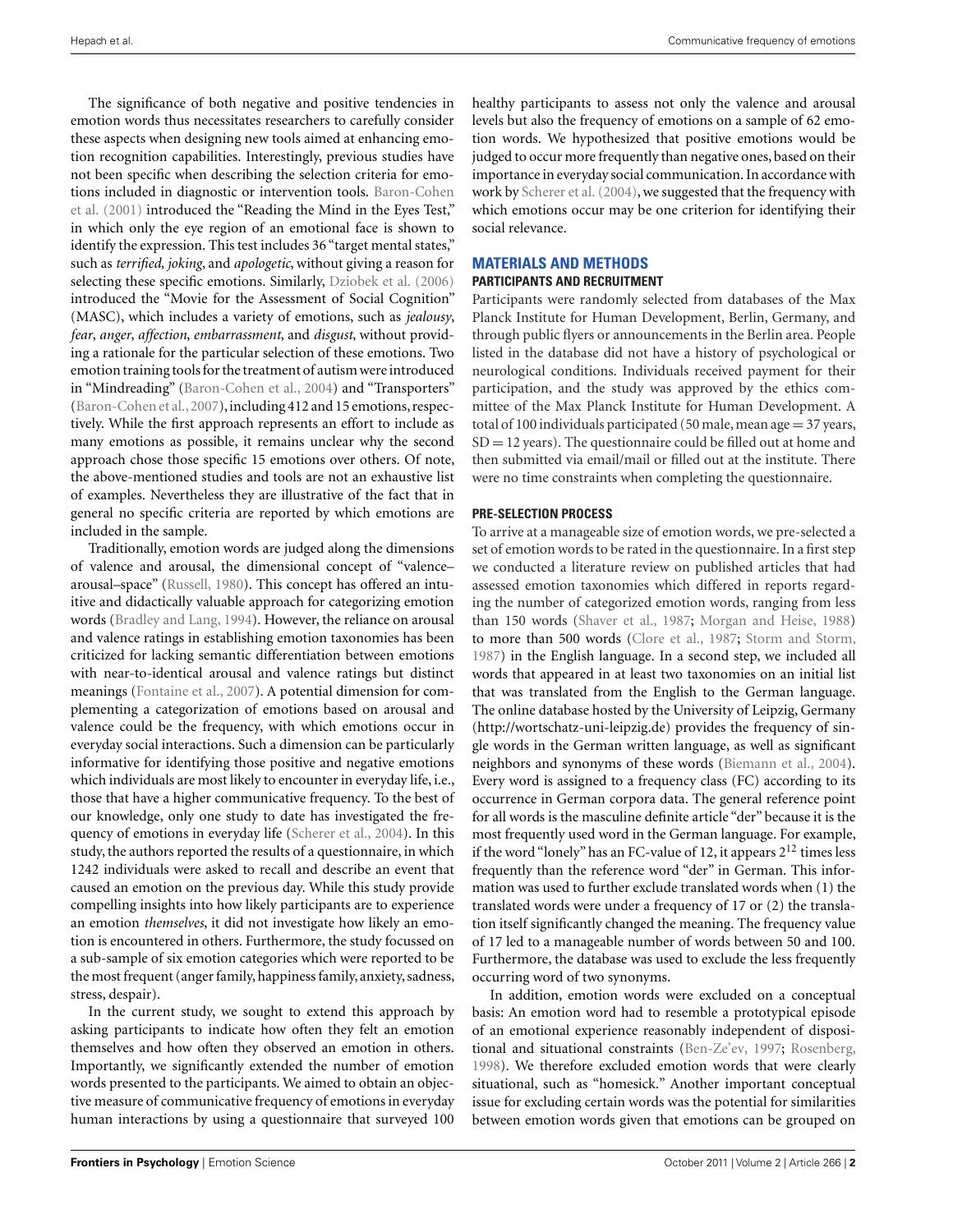The significance of both negative and positive tendencies in emotion words thus necessitates researchers to carefully consider these aspects when designing new tools aimed at enhancing emotion recognition capabilities. Interestingly, previous studies have not been specific when describing the selection criteria for emotions included in diagnostic or intervention tools. Baron-Cohen et al. (2001) introduced the "Reading the Mind in the Eyes Test," in which only the eye region of an emotional face is shown to identify the expression. This test includes 36 "target mental states," such as *terrified*, *joking*, and *apologetic*, without giving a reason for selecting these specific emotions. Similarly, Dziobek et al. (2006) introduced the "Movie for the Assessment of Social Cognition" (MASC), which includes a variety of emotions, such as *jealousy*, *fear*, *anger*, *affection*, *embarrassment*, and *disgust*, without providing a rationale for the particular selection of these emotions. Two emotion training tools for the treatment of autism were introduced in "Mindreading" (Baron-Cohen et al., 2004) and "Transporters" (Baron-Cohen et al., 2007), including 412 and 15 emotions, respectively. While the first approach represents an effort to include as many emotions as possible, it remains unclear why the second approach chose those specific 15 emotions over others. Of note, the above-mentioned studies and tools are not an exhaustive list of examples. Nevertheless they are illustrative of the fact that in general no specific criteria are reported by which emotions are included in the sample.

Traditionally, emotion words are judged along the dimensions of valence and arousal, the dimensional concept of "valence–arousal–space" (Russell, 1980). This concept has offered an intuitive and didactically valuable approach for categorizing emotion words (Bradley and Lang, 1994). However, the reliance on arousal and valence ratings in establishing emotion taxonomies has been criticized for lacking semantic differentiation between emotions with near-to-identical arousal and valence ratings but distinct meanings (Fontaine et al., 2007). A potential dimension for complementing a categorization of emotions based on arousal and valence could be the frequency, with which emotions occur in everyday social interactions. Such a dimension can be particularly informative for identifying those positive and negative emotions which individuals are most likely to encounter in everyday life, i.e., those that have a higher communicative frequency. To the best of our knowledge, only one study to date has investigated the frequency of emotions in everyday life (Scherer et al., 2004). In this study, the authors reported the results of a questionnaire, in which 1242 individuals were asked to recall and describe an event that caused an emotion on the previous day. While this study provide compelling insights into how likely participants are to experience an emotion *themselves*, it did not investigate how likely an emotion is encountered in others. Furthermore, the study focussed on a sub-sample of six emotion categories which were reported to be the most frequent (anger family, happiness family, anxiety, sadness, stress, despair).

In the current study, we sought to extend this approach by asking participants to indicate how often they felt an emotion themselves and how often they observed an emotion in others. Importantly, we significantly extended the number of emotion words presented to the participants. We aimed to obtain an objective measure of communicative frequency of emotions in everyday human interactions by using a questionnaire that surveyed 100 healthy participants to assess not only the valence and arousal levels but also the frequency of emotions on a sample of 62 emotion words. We hypothesized that positive emotions would be judged to occur more frequently than negative ones, based on their importance in everyday social communication. In accordance with work by Scherer et al. (2004), we suggested that the frequency with which emotions occur may be one criterion for identifying their social relevance.

## MATERIALS AND METHODS

### PARTICIPANTS AND RECRUITMENT

Participants were randomly selected from databases of the Max Planck Institute for Human Development, Berlin, Germany, and through public flyers or announcements in the Berlin area. People listed in the database did not have a history of psychological or neurological conditions. Individuals received payment for their participation, and the study was approved by the ethics committee of the Max Planck Institute for Human Development. A total of 100 individuals participated (50 male, mean age = 37 years, SD = 12 years). The questionnaire could be filled out at home and then submitted via email/mail or filled out at the institute. There were no time constraints when completing the questionnaire.

### PRE-SELECTION PROCESS

To arrive at a manageable size of emotion words, we pre-selected a set of emotion words to be rated in the questionnaire. In a first step we conducted a literature review on published articles that had assessed emotion taxonomies which differed in reports regarding the number of categorized emotion words, ranging from less than 150 words (Shaver et al., 1987; Morgan and Heise, 1988) to more than 500 words (Clore et al., 1987; Storm and Storm, 1987) in the English language. In a second step, we included all words that appeared in at least two taxonomies on an initial list that was translated from the English to the German language. The online database hosted by the University of Leipzig, Germany (http://wortschatz-uni-leipzig.de) provides the frequency of single words in the German written language, as well as significant neighbors and synonyms of these words (Biemann et al., 2004). Every word is assigned to a frequency class (FC) according to its occurrence in German corpora data. The general reference point for all words is the masculine definite article "der" because it is the most frequently used word in the German language. For example, if the word "lonely" has an FC-value of 12, it appears $2^{12}$ times less frequently than the reference word "der" in German. This information was used to further exclude translated words when (1) the translated words were under a frequency of 17 or (2) the translation itself significantly changed the meaning. The frequency value of 17 led to a manageable number of words between 50 and 100. Furthermore, the database was used to exclude the less frequently occurring word of two synonyms.

In addition, emotion words were excluded on a conceptual basis: An emotion word had to resemble a prototypical episode of an emotional experience reasonably independent of dispositional and situational constraints (Ben-Ze'ev, 1997; Rosenberg, 1998). We therefore excluded emotion words that were clearly situational, such as "homesick." Another important conceptual issue for excluding certain words was the potential for similarities between emotion words given that emotions can be grouped on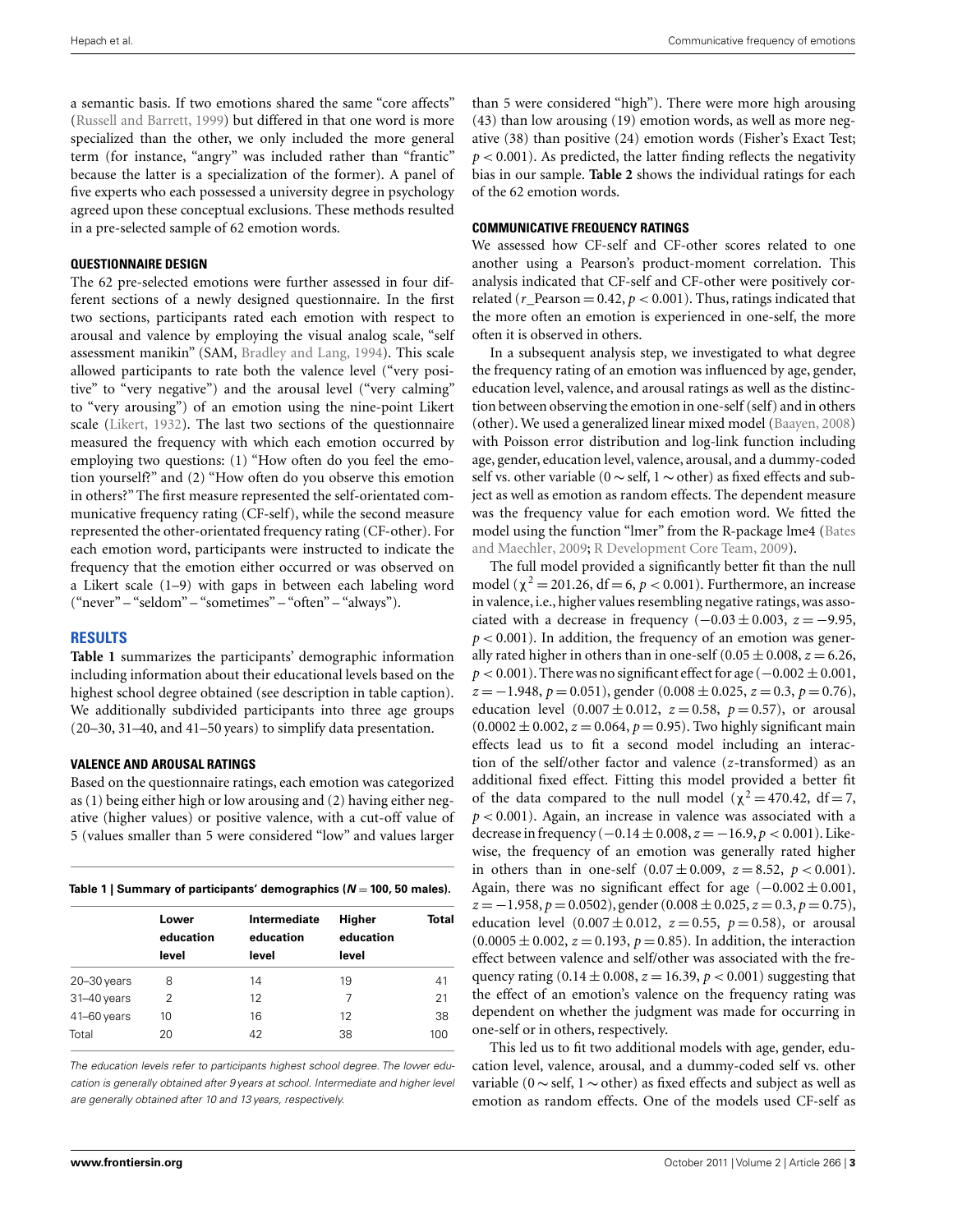a semantic basis. If two emotions shared the same "core affects" (Russell and Barrett, 1999) but differed in that one word is more specialized than the other, we only included the more general term (for instance, "angry" was included rather than "frantic" because the latter is a specialization of the former). A panel of five experts who each possessed a university degree in psychology agreed upon these conceptual exclusions. These methods resulted in a pre-selected sample of 62 emotion words.

### QUESTIONNAIRE DESIGN

The 62 pre-selected emotions were further assessed in four different sections of a newly designed questionnaire. In the first two sections, participants rated each emotion with respect to arousal and valence by employing the visual analog scale, "self assessment manikin" (SAM, Bradley and Lang, 1994). This scale allowed participants to rate both the valence level ("very positive" to "very negative") and the arousal level ("very calming" to "very arousing") of an emotion using the nine-point Likert scale (Likert, 1932). The last two sections of the questionnaire measured the frequency with which each emotion occurred by employing two questions: (1) "How often do you feel the emotion yourself?" and (2) "How often do you observe this emotion in others?" The first measure represented the self-orientated communicative frequency rating (CF-self), while the second measure represented the other-orientated frequency rating (CF-other). For each emotion word, participants were instructed to indicate the frequency that the emotion either occurred or was observed on a Likert scale (1–9) with gaps in between each labeling word ("never" – "seldom" – "sometimes" – "often" – "always").

## RESULTS

**Table 1** summarizes the participants' demographic information including information about their educational levels based on the highest school degree obtained (see description in table caption). We additionally subdivided participants into three age groups (20–30, 31–40, and 41–50 years) to simplify data presentation.

### VALENCE AND AROUSAL RATINGS

Based on the questionnaire ratings, each emotion was categorized as (1) being either high or low arousing and (2) having either negative (higher values) or positive valence, with a cut-off value of 5 (values smaller than 5 were considered "low" and values larger than 5 were considered "high"). There were more high arousing (43) than low arousing (19) emotion words, as well as more negative (38) than positive (24) emotion words (Fisher's Exact Test; $p < 0.001$). As predicted, the latter finding reflects the negativity bias in our sample. **Table 2** shows the individual ratings for each of the 62 emotion words.

**Table 1 | Summary of participants' demographics ($N = 100$, 50 males).**

| | Lower education level | Intermediate education level | Higher education level | Total |
|---|---|---|---|---|
| 20–30 years | 8 | 14 | 19 | 41 |
| 31–40 years | 2 | 12 | 7 | 21 |
| 41–60 years | 10 | 16 | 12 | 38 |
| Total | 20 | 42 | 38 | 100 |

*The education levels refer to participants highest school degree. The lower education is generally obtained after 9 years at school. Intermediate and higher level are generally obtained after 10 and 13 years, respectively.*

### COMMUNICATIVE FREQUENCY RATINGS

We assessed how CF-self and CF-other scores related to one another using a Pearson's product-moment correlation. This analysis indicated that CF-self and CF-other were positively correlated ($r\_\text{Pearson} = 0.42$, $p < 0.001$). Thus, ratings indicated that the more often an emotion is experienced in one-self, the more often it is observed in others.

In a subsequent analysis step, we investigated to what degree the frequency rating of an emotion was influenced by age, gender, education level, valence, and arousal ratings as well as the distinction between observing the emotion in one-self (self) and in others (other). We used a generalized linear mixed model (Baayen, 2008) with Poisson error distribution and log-link function including age, gender, education level, valence, arousal, and a dummy-coded self vs. other variable ($0 \sim$ self, $1 \sim$ other) as fixed effects and subject as well as emotion as random effects. The dependent measure was the frequency value for each emotion word. We fitted the model using the function "lmer" from the R-package lme4 (Bates and Maechler, 2009; R Development Core Team, 2009).

The full model provided a significantly better fit than the null model ($\chi^2 = 201.26$, df $= 6$, $p < 0.001$). Furthermore, an increase in valence, i.e., higher values resembling negative ratings, was associated with a decrease in frequency ($-0.03 \pm 0.003$, $z = -9.95$, $p < 0.001$). In addition, the frequency of an emotion was generally rated higher in others than in one-self ($0.05 \pm 0.008$, $z = 6.26$, $p < 0.001$). There was no significant effect for age ($-0.002 \pm 0.001$, $z = -1.948$, $p = 0.051$), gender ($0.008 \pm 0.025$, $z = 0.3$, $p = 0.76$), education level ($0.007 \pm 0.012$, $z = 0.58$, $p = 0.57$), or arousal ($0.0002 \pm 0.002$, $z = 0.064$, $p = 0.95$). Two highly significant main effects lead us to fit a second model including an interaction of the self/other factor and valence ($z$-transformed) as an additional fixed effect. Fitting this model provided a better fit of the data compared to the null model ($\chi^2 = 470.42$, df $= 7$, $p < 0.001$). Again, an increase in valence was associated with a decrease in frequency ($-0.14 \pm 0.008$, $z = -16.9$, $p < 0.001$). Likewise, the frequency of an emotion was generally rated higher in others than in one-self ($0.07 \pm 0.009$, $z = 8.52$, $p < 0.001$). Again, there was no significant effect for age ($-0.002 \pm 0.001$, $z = -1.958$, $p = 0.0502$), gender ($0.008 \pm 0.025$, $z = 0.3$, $p = 0.75$), education level ($0.007 \pm 0.012$, $z = 0.55$, $p = 0.58$), or arousal ($0.0005 \pm 0.002$, $z = 0.193$, $p = 0.85$). In addition, the interaction effect between valence and self/other was associated with the frequency rating ($0.14 \pm 0.008$, $z = 16.39$, $p < 0.001$) suggesting that the effect of an emotion's valence on the frequency rating was dependent on whether the judgment was made for occurring in one-self or in others, respectively.

This led us to fit two additional models with age, gender, education level, valence, arousal, and a dummy-coded self vs. other variable ($0 \sim$ self, $1 \sim$ other) as fixed effects and subject as well as emotion as random effects. One of the models used CF-self as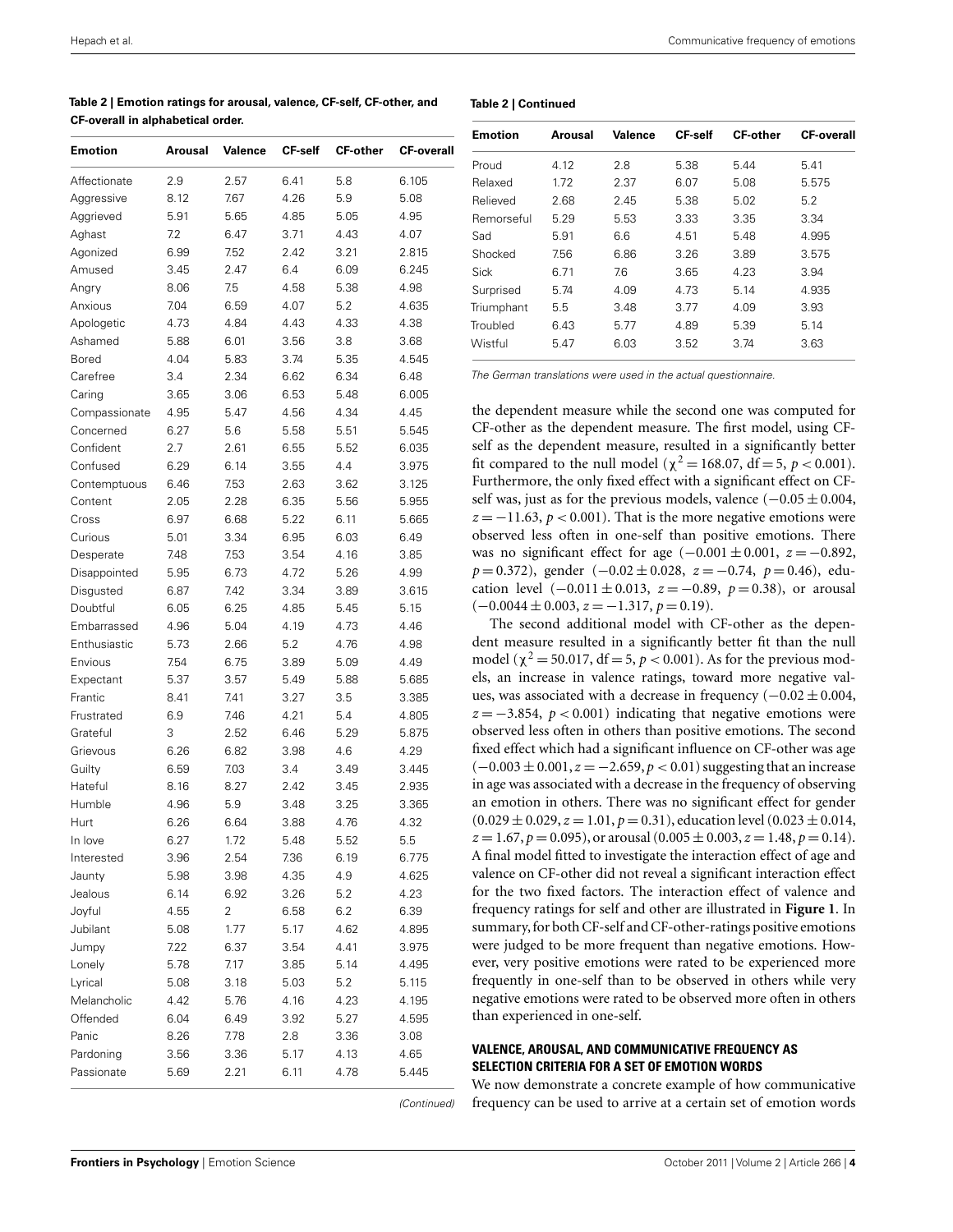**Table 2 | Emotion ratings for arousal, valence, CF-self, CF-other, and CF-overall in alphabetical order.**

| Emotion | Arousal | Valence | CF-self | CF-other | CF-overall |
|---|---|---|---|---|---|
| Affectionate | 2.9 | 2.57 | 6.41 | 5.8 | 6.105 |
| Aggressive | 8.12 | 7.67 | 4.26 | 5.9 | 5.08 |
| Aggrieved | 5.91 | 5.65 | 4.85 | 5.05 | 4.95 |
| Aghast | 7.2 | 6.47 | 3.71 | 4.43 | 4.07 |
| Agonized | 6.99 | 7.52 | 2.42 | 3.21 | 2.815 |
| Amused | 3.45 | 2.47 | 6.4 | 6.09 | 6.245 |
| Angry | 8.06 | 7.5 | 4.58 | 5.38 | 4.98 |
| Anxious | 7.04 | 6.59 | 4.07 | 5.2 | 4.635 |
| Apologetic | 4.73 | 4.84 | 4.43 | 4.33 | 4.38 |
| Ashamed | 5.88 | 6.01 | 3.56 | 3.8 | 3.68 |
| Bored | 4.04 | 5.83 | 3.74 | 5.35 | 4.545 |
| Carefree | 3.4 | 2.34 | 6.62 | 6.34 | 6.48 |
| Caring | 3.65 | 3.06 | 6.53 | 5.48 | 6.005 |
| Compassionate | 4.95 | 5.47 | 4.56 | 4.34 | 4.45 |
| Concerned | 6.27 | 5.6 | 5.58 | 5.51 | 5.545 |
| Confident | 2.7 | 2.61 | 6.55 | 5.52 | 6.035 |
| Confused | 6.29 | 6.14 | 3.55 | 4.4 | 3.975 |
| Contemptuous | 6.46 | 7.53 | 2.63 | 3.62 | 3.125 |
| Content | 2.05 | 2.28 | 6.35 | 5.56 | 5.955 |
| Cross | 6.97 | 6.68 | 5.22 | 6.11 | 5.665 |
| Curious | 5.01 | 3.34 | 6.95 | 6.03 | 6.49 |
| Desperate | 7.48 | 7.53 | 3.54 | 4.16 | 3.85 |
| Disappointed | 5.95 | 6.73 | 4.72 | 5.26 | 4.99 |
| Disgusted | 6.87 | 7.42 | 3.34 | 3.89 | 3.615 |
| Doubtful | 6.05 | 6.25 | 4.85 | 5.45 | 5.15 |
| Embarrassed | 4.96 | 5.04 | 4.19 | 4.73 | 4.46 |
| Enthusiastic | 5.73 | 2.66 | 5.2 | 4.76 | 4.98 |
| Envious | 7.54 | 6.75 | 3.89 | 5.09 | 4.49 |
| Expectant | 5.37 | 3.57 | 5.49 | 5.88 | 5.685 |
| Frantic | 8.41 | 7.41 | 3.27 | 3.5 | 3.385 |
| Frustrated | 6.9 | 7.46 | 4.21 | 5.4 | 4.805 |
| Grateful | 3 | 2.52 | 6.46 | 5.29 | 5.875 |
| Grievous | 6.26 | 6.82 | 3.98 | 4.6 | 4.29 |
| Guilty | 6.59 | 7.03 | 3.4 | 3.49 | 3.445 |
| Hateful | 8.16 | 8.27 | 2.42 | 3.45 | 2.935 |
| Humble | 4.96 | 5.9 | 3.48 | 3.25 | 3.365 |
| Hurt | 6.26 | 6.64 | 3.88 | 4.76 | 4.32 |
| In love | 6.27 | 1.72 | 5.48 | 5.52 | 5.5 |
| Interested | 3.96 | 2.54 | 7.36 | 6.19 | 6.775 |
| Jaunty | 5.98 | 3.98 | 4.35 | 4.9 | 4.625 |
| Jealous | 6.14 | 6.92 | 3.26 | 5.2 | 4.23 |
| Joyful | 4.55 | 2 | 6.58 | 6.2 | 6.39 |
| Jubilant | 5.08 | 1.77 | 5.17 | 4.62 | 4.895 |
| Jumpy | 7.22 | 6.37 | 3.54 | 4.41 | 3.975 |
| Lonely | 5.78 | 7.17 | 3.85 | 5.14 | 4.495 |
| Lyrical | 5.08 | 3.18 | 5.03 | 5.2 | 5.115 |
| Melancholic | 4.42 | 5.76 | 4.16 | 4.23 | 4.195 |
| Offended | 6.04 | 6.49 | 3.92 | 5.27 | 4.595 |
| Panic | 8.26 | 7.78 | 2.8 | 3.36 | 3.08 |
| Pardoning | 3.56 | 3.36 | 5.17 | 4.13 | 4.65 |
| Passionate | 5.69 | 2.21 | 6.11 | 4.78 | 5.445 |
| Proud | 4.12 | 2.8 | 5.38 | 5.44 | 5.41 |
| Relaxed | 1.72 | 2.37 | 6.07 | 5.08 | 5.575 |
| Relieved | 2.68 | 2.45 | 5.38 | 5.02 | 5.2 |
| Remorseful | 5.29 | 5.53 | 3.33 | 3.35 | 3.34 |
| Sad | 5.91 | 6.6 | 4.51 | 5.48 | 4.995 |
| Shocked | 7.56 | 6.86 | 3.26 | 3.89 | 3.575 |
| Sick | 6.71 | 7.6 | 3.65 | 4.23 | 3.94 |
| Surprised | 5.74 | 4.09 | 4.73 | 5.14 | 4.935 |
| Triumphant | 5.5 | 3.48 | 3.77 | 4.09 | 3.93 |
| Troubled | 6.43 | 5.77 | 4.89 | 5.39 | 5.14 |
| Wistful | 5.47 | 6.03 | 3.52 | 3.74 | 3.63 |

*The German translations were used in the actual questionnaire.*

the dependent measure while the second one was computed for CF-other as the dependent measure. The first model, using CF-self as the dependent measure, resulted in a significantly better fit compared to the null model ($\chi^2 = 168.07$, df $= 5$, $p < 0.001$). Furthermore, the only fixed effect with a significant effect on CF-self was, just as for the previous models, valence ($-0.05 \pm 0.004$, $z = -11.63$, $p < 0.001$). That is the more negative emotions were observed less often in one-self than positive emotions. There was no significant effect for age ($-0.001 \pm 0.001$, $z = -0.892$, $p = 0.372$), gender ($-0.02 \pm 0.028$, $z = -0.74$, $p = 0.46$), education level ($-0.011 \pm 0.013$, $z = -0.89$, $p = 0.38$), or arousal ($-0.0044 \pm 0.003$, $z = -1.317$, $p = 0.19$).

The second additional model with CF-other as the dependent measure resulted in a significantly better fit than the null model ($\chi^2 = 50.017$, df $= 5$, $p < 0.001$). As for the previous models, an increase in valence ratings, toward more negative values, was associated with a decrease in frequency ($-0.02 \pm 0.004$, $z = -3.854$, $p < 0.001$) indicating that negative emotions were observed less often in others than positive emotions. The second fixed effect which had a significant influence on CF-other was age ($-0.003 \pm 0.001$, $z = -2.659$, $p < 0.01$) suggesting that an increase in age was associated with a decrease in the frequency of observing an emotion in others. There was no significant effect for gender ($0.029 \pm 0.029$, $z = 1.01$, $p = 0.31$), education level ($0.023 \pm 0.014$, $z = 1.67$, $p = 0.095$), or arousal ($0.005 \pm 0.003$, $z = 1.48$, $p = 0.14$). A final model fitted to investigate the interaction effect of age and valence on CF-other did not reveal a significant interaction effect for the two fixed factors. The interaction effect of valence and frequency ratings for self and other are illustrated in **Figure 1**. In summary, for both CF-self and CF-other-ratings positive emotions were judged to be more frequent than negative emotions. However, very positive emotions were rated to be experienced more frequently in one-self than to be observed in others while very negative emotions were rated to be observed more often in others than experienced in one-self.

### VALENCE, AROUSAL, AND COMMUNICATIVE FREQUENCY AS SELECTION CRITERIA FOR A SET OF EMOTION WORDS

We now demonstrate a concrete example of how communicative frequency can be used to arrive at a certain set of emotion words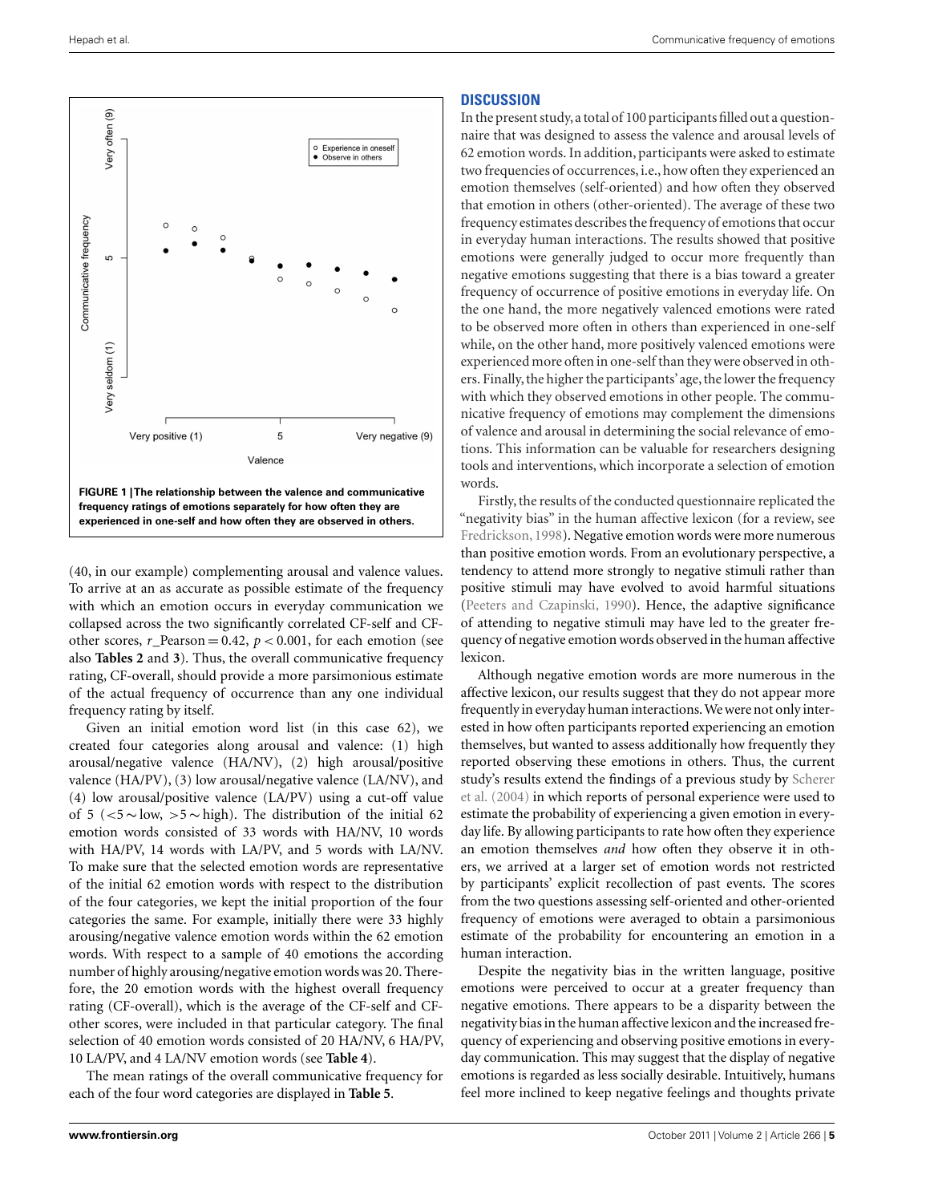FIGURE 1 | The relationship between the valence and communicative frequency ratings of emotions separately for how often they are experienced in one-self and how often they are observed in others.

(40, in our example) complementing arousal and valence values. To arrive at an as accurate as possible estimate of the frequency with which an emotion occurs in everyday communication we collapsed across the two significantly correlated CF-self and CF-other scores, $r$_Pearson $= 0.42$, $p < 0.001$, for each emotion (see also **Tables 2** and **3**). Thus, the overall communicative frequency rating, CF-overall, should provide a more parsimonious estimate of the actual frequency of occurrence than any one individual frequency rating by itself.

Given an initial emotion word list (in this case 62), we created four categories along arousal and valence: (1) high arousal/negative valence (HA/NV), (2) high arousal/positive valence (HA/PV), (3) low arousal/negative valence (LA/NV), and (4) low arousal/positive valence (LA/PV) using a cut-off value of 5 ($<5\sim$low, $>5\sim$high). The distribution of the initial 62 emotion words consisted of 33 words with HA/NV, 10 words with HA/PV, 14 words with LA/PV, and 5 words with LA/NV. To make sure that the selected emotion words are representative of the initial 62 emotion words with respect to the distribution of the four categories, we kept the initial proportion of the four categories the same. For example, initially there were 33 highly arousing/negative valence emotion words within the 62 emotion words. With respect to a sample of 40 emotions the according number of highly arousing/negative emotion words was 20. Therefore, the 20 emotion words with the highest overall frequency rating (CF-overall), which is the average of the CF-self and CF-other scores, were included in that particular category. The final selection of 40 emotion words consisted of 20 HA/NV, 6 HA/PV, 10 LA/PV, and 4 LA/NV emotion words (see **Table 4**).

The mean ratings of the overall communicative frequency for each of the four word categories are displayed in **Table 5**.

## DISCUSSION

In the present study, a total of 100 participants filled out a questionnaire that was designed to assess the valence and arousal levels of 62 emotion words. In addition, participants were asked to estimate two frequencies of occurrences, i.e., how often they experienced an emotion themselves (self-oriented) and how often they observed that emotion in others (other-oriented). The average of these two frequency estimates describes the frequency of emotions that occur in everyday human interactions. The results showed that positive emotions were generally judged to occur more frequently than negative emotions suggesting that there is a bias toward a greater frequency of occurrence of positive emotions in everyday life. On the one hand, the more negatively valenced emotions were rated to be observed more often in others than experienced in one-self while, on the other hand, more positively valenced emotions were experienced more often in one-self than they were observed in others. Finally, the higher the participants' age, the lower the frequency with which they observed emotions in other people. The communicative frequency of emotions may complement the dimensions of valence and arousal in determining the social relevance of emotions. This information can be valuable for researchers designing tools and interventions, which incorporate a selection of emotion words.

Firstly, the results of the conducted questionnaire replicated the "negativity bias" in the human affective lexicon (for a review, see Fredrickson, 1998). Negative emotion words were more numerous than positive emotion words. From an evolutionary perspective, a tendency to attend more strongly to negative stimuli rather than positive stimuli may have evolved to avoid harmful situations (Peeters and Czapinski, 1990). Hence, the adaptive significance of attending to negative stimuli may have led to the greater frequency of negative emotion words observed in the human affective lexicon.

Although negative emotion words are more numerous in the affective lexicon, our results suggest that they do not appear more frequently in everyday human interactions. We were not only interested in how often participants reported experiencing an emotion themselves, but wanted to assess additionally how frequently they reported observing these emotions in others. Thus, the current study's results extend the findings of a previous study by Scherer et al. (2004) in which reports of personal experience were used to estimate the probability of experiencing a given emotion in everyday life. By allowing participants to rate how often they experience an emotion themselves *and* how often they observe it in others, we arrived at a larger set of emotion words not restricted by participants' explicit recollection of past events. The scores from the two questions assessing self-oriented and other-oriented frequency of emotions were averaged to obtain a parsimonious estimate of the probability for encountering an emotion in a human interaction.

Despite the negativity bias in the written language, positive emotions were perceived to occur at a greater frequency than negative emotions. There appears to be a disparity between the negativity bias in the human affective lexicon and the increased frequency of experiencing and observing positive emotions in everyday communication. This may suggest that the display of negative emotions is regarded as less socially desirable. Intuitively, humans feel more inclined to keep negative feelings and thoughts private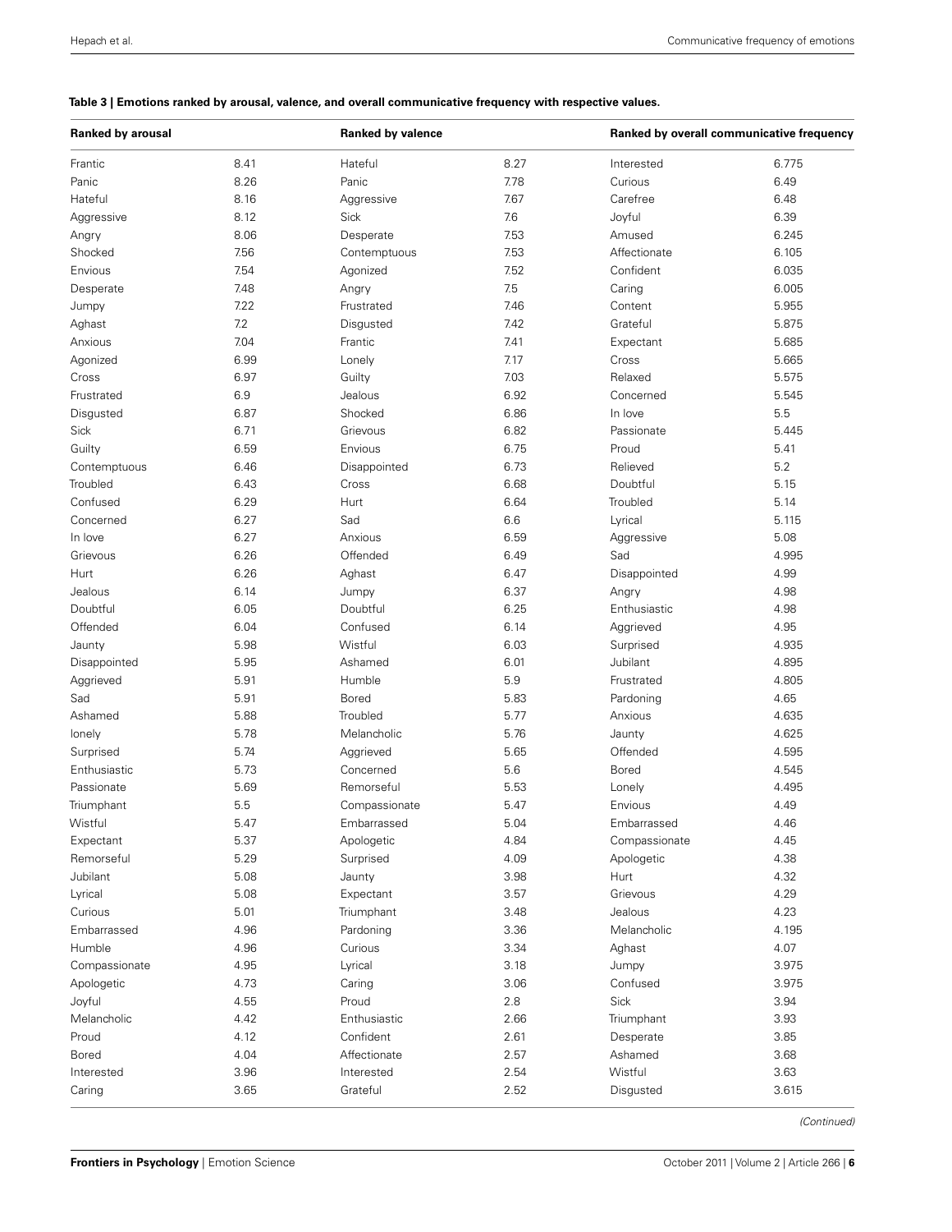**Table 3 | Emotions ranked by arousal, valence, and overall communicative frequency with respective values.**

| Ranked by arousal | | Ranked by valence | | Ranked by overall communicative frequency | |
|---|---|---|---|---|---|
| Frantic | 8.41 | Hateful | 8.27 | Interested | 6.775 |
| Panic | 8.26 | Panic | 7.78 | Curious | 6.49 |
| Hateful | 8.16 | Aggressive | 7.67 | Carefree | 6.48 |
| Aggressive | 8.12 | Sick | 7.6 | Joyful | 6.39 |
| Angry | 8.06 | Desperate | 7.53 | Amused | 6.245 |
| Shocked | 7.56 | Contemptuous | 7.53 | Affectionate | 6.105 |
| Envious | 7.54 | Agonized | 7.52 | Confident | 6.035 |
| Desperate | 7.48 | Angry | 7.5 | Caring | 6.005 |
| Jumpy | 7.22 | Frustrated | 7.46 | Content | 5.955 |
| Aghast | 7.2 | Disgusted | 7.42 | Grateful | 5.875 |
| Anxious | 7.04 | Frantic | 7.41 | Expectant | 5.685 |
| Agonized | 6.99 | Lonely | 7.17 | Cross | 5.665 |
| Cross | 6.97 | Guilty | 7.03 | Relaxed | 5.575 |
| Frustrated | 6.9 | Jealous | 6.92 | Concerned | 5.545 |
| Disgusted | 6.87 | Shocked | 6.86 | In love | 5.5 |
| Sick | 6.71 | Grievous | 6.82 | Passionate | 5.445 |
| Guilty | 6.59 | Envious | 6.75 | Proud | 5.41 |
| Contemptuous | 6.46 | Disappointed | 6.73 | Relieved | 5.2 |
| Troubled | 6.43 | Cross | 6.68 | Doubtful | 5.15 |
| Confused | 6.29 | Hurt | 6.64 | Troubled | 5.14 |
| Concerned | 6.27 | Sad | 6.6 | Lyrical | 5.115 |
| In love | 6.27 | Anxious | 6.59 | Aggressive | 5.08 |
| Grievous | 6.26 | Offended | 6.49 | Sad | 4.995 |
| Hurt | 6.26 | Aghast | 6.47 | Disappointed | 4.99 |
| Jealous | 6.14 | Jumpy | 6.37 | Angry | 4.98 |
| Doubtful | 6.05 | Doubtful | 6.25 | Enthusiastic | 4.98 |
| Offended | 6.04 | Confused | 6.14 | Aggrieved | 4.95 |
| Jaunty | 5.98 | Wistful | 6.03 | Surprised | 4.935 |
| Disappointed | 5.95 | Ashamed | 6.01 | Jubilant | 4.895 |
| Aggrieved | 5.91 | Humble | 5.9 | Frustrated | 4.805 |
| Sad | 5.91 | Bored | 5.83 | Pardoning | 4.65 |
| Ashamed | 5.88 | Troubled | 5.77 | Anxious | 4.635 |
| lonely | 5.78 | Melancholic | 5.76 | Jaunty | 4.625 |
| Surprised | 5.74 | Aggrieved | 5.65 | Offended | 4.595 |
| Enthusiastic | 5.73 | Concerned | 5.6 | Bored | 4.545 |
| Passionate | 5.69 | Remorseful | 5.53 | Lonely | 4.495 |
| Triumphant | 5.5 | Compassionate | 5.47 | Envious | 4.49 |
| Wistful | 5.47 | Embarrassed | 5.04 | Embarrassed | 4.46 |
| Expectant | 5.37 | Apologetic | 4.84 | Compassionate | 4.45 |
| Remorseful | 5.29 | Surprised | 4.09 | Apologetic | 4.38 |
| Jubilant | 5.08 | Jaunty | 3.98 | Hurt | 4.32 |
| Lyrical | 5.08 | Expectant | 3.57 | Grievous | 4.29 |
| Curious | 5.01 | Triumphant | 3.48 | Jealous | 4.23 |
| Embarrassed | 4.96 | Pardoning | 3.36 | Melancholic | 4.195 |
| Humble | 4.96 | Curious | 3.34 | Aghast | 4.07 |
| Compassionate | 4.95 | Lyrical | 3.18 | Jumpy | 3.975 |
| Apologetic | 4.73 | Caring | 3.06 | Confused | 3.975 |
| Joyful | 4.55 | Proud | 2.8 | Sick | 3.94 |
| Melancholic | 4.42 | Enthusiastic | 2.66 | Triumphant | 3.93 |
| Proud | 4.12 | Confident | 2.61 | Desperate | 3.85 |
| Bored | 4.04 | Affectionate | 2.57 | Ashamed | 3.68 |
| Interested | 3.96 | Interested | 2.54 | Wistful | 3.63 |
| Caring | 3.65 | Grateful | 2.52 | Disgusted | 3.615 |

*(Continued)*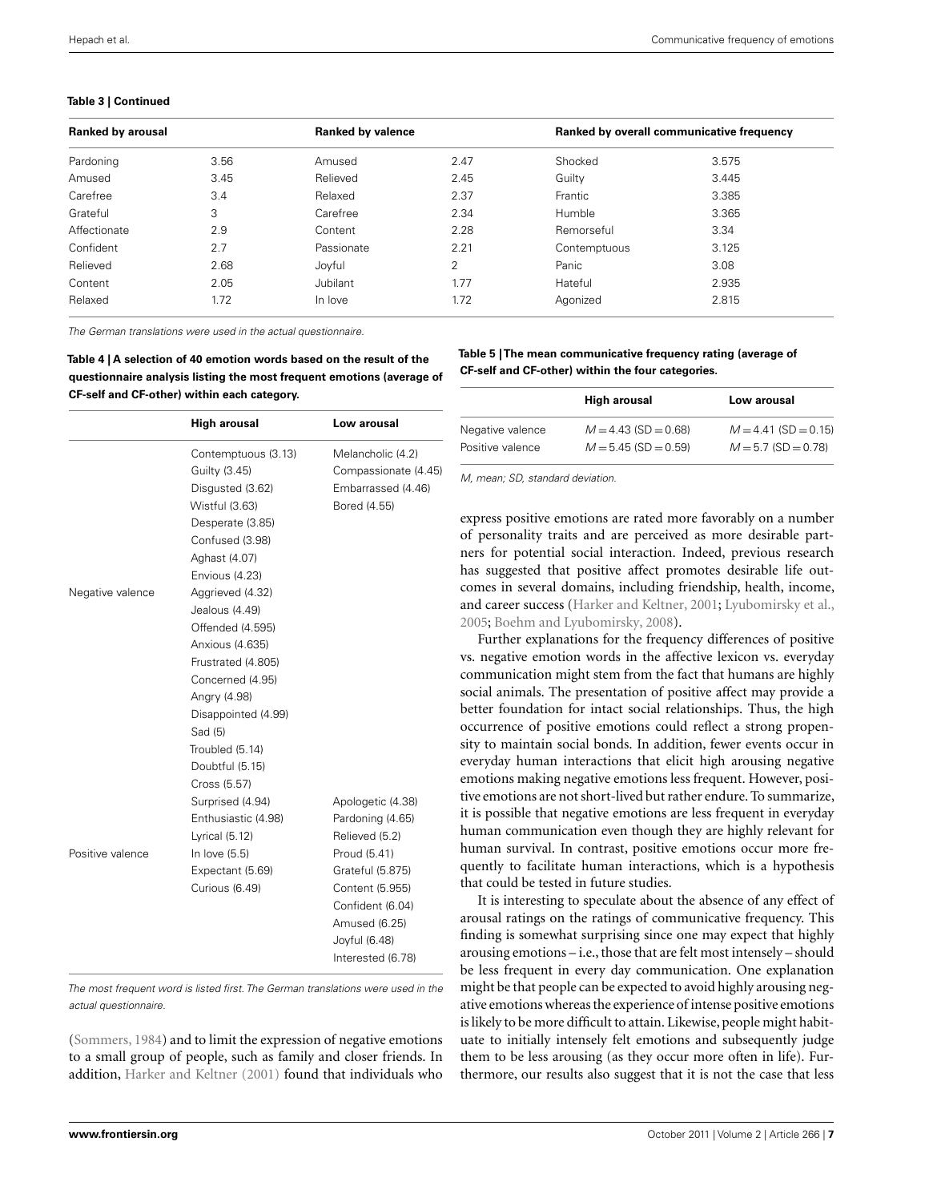**Table 3 | Continued**

| Ranked by arousal | | Ranked by valence | | Ranked by overall communicative frequency | |
|---|---|---|---|---|---|
| Pardoning | 3.56 | Amused | 2.47 | Shocked | 3.575 |
| Amused | 3.45 | Relieved | 2.45 | Guilty | 3.445 |
| Carefree | 3.4 | Relaxed | 2.37 | Frantic | 3.385 |
| Grateful | 3 | Carefree | 2.34 | Humble | 3.365 |
| Affectionate | 2.9 | Content | 2.28 | Remorseful | 3.34 |
| Confident | 2.7 | Passionate | 2.21 | Contemptuous | 3.125 |
| Relieved | 2.68 | Joyful | 2 | Panic | 3.08 |
| Content | 2.05 | Jubilant | 1.77 | Hateful | 2.935 |
| Relaxed | 1.72 | In love | 1.72 | Agonized | 2.815 |

*The German translations were used in the actual questionnaire.*

**Table 4 | A selection of 40 emotion words based on the result of the questionnaire analysis listing the most frequent emotions (average of CF-self and CF-other) within each category.**

| | High arousal | Low arousal |
|---|---|---|
| Negative valence | Contemptuous (3.13) | Melancholic (4.2) |
| | Guilty (3.45) | Compassionate (4.45) |
| | Disgusted (3.62) | Embarrassed (4.46) |
| | Wistful (3.63) | Bored (4.55) |
| | Desperate (3.85) | |
| | Confused (3.98) | |
| | Aghast (4.07) | |
| | Envious (4.23) | |
| | Aggrieved (4.32) | |
| | Jealous (4.49) | |
| | Offended (4.595) | |
| | Anxious (4.635) | |
| | Frustrated (4.805) | |
| | Concerned (4.95) | |
| | Angry (4.98) | |
| | Disappointed (4.99) | |
| | Sad (5) | |
| | Troubled (5.14) | |
| | Doubtful (5.15) | |
| | Cross (5.57) | |
| Positive valence | Surprised (4.94) | Apologetic (4.38) |
| | Enthusiastic (4.98) | Pardoning (4.65) |
| | Lyrical (5.12) | Relieved (5.2) |
| | In love (5.5) | Proud (5.41) |
| | Expectant (5.69) | Grateful (5.875) |
| | Curious (6.49) | Content (5.955) |
| | | Confident (6.04) |
| | | Amused (6.25) |
| | | Joyful (6.48) |
| | | Interested (6.78) |

*The most frequent word is listed first. The German translations were used in the actual questionnaire.*

**Table 5 | The mean communicative frequency rating (average of CF-self and CF-other) within the four categories.**

| | High arousal | Low arousal |
|---|---|---|
| Negative valence | $M = 4.43$ (SD $= 0.68$) | $M = 4.41$ (SD $= 0.15$) |
| Positive valence | $M = 5.45$ (SD $= 0.59$) | $M = 5.7$ (SD $= 0.78$) |

*M, mean; SD, standard deviation.*

(Sommers, 1984) and to limit the expression of negative emotions to a small group of people, such as family and closer friends. In addition, Harker and Keltner (2001) found that individuals who express positive emotions are rated more favorably on a number of personality traits and are perceived as more desirable partners for potential social interaction. Indeed, previous research has suggested that positive affect promotes desirable life outcomes in several domains, including friendship, health, income, and career success (Harker and Keltner, 2001; Lyubomirsky et al., 2005; Boehm and Lyubomirsky, 2008).

Further explanations for the frequency differences of positive vs. negative emotion words in the affective lexicon vs. everyday communication might stem from the fact that humans are highly social animals. The presentation of positive affect may provide a better foundation for intact social relationships. Thus, the high occurrence of positive emotions could reflect a strong propensity to maintain social bonds. In addition, fewer events occur in everyday human interactions that elicit high arousing negative emotions making negative emotions less frequent. However, positive emotions are not short-lived but rather endure. To summarize, it is possible that negative emotions are less frequent in everyday human communication even though they are highly relevant for human survival. In contrast, positive emotions occur more frequently to facilitate human interactions, which is a hypothesis that could be tested in future studies.

It is interesting to speculate about the absence of any effect of arousal ratings on the ratings of communicative frequency. This finding is somewhat surprising since one may expect that highly arousing emotions – i.e., those that are felt most intensely – should be less frequent in every day communication. One explanation might be that people can be expected to avoid highly arousing negative emotions whereas the experience of intense positive emotions is likely to be more difficult to attain. Likewise, people might habituate to initially intensely felt emotions and subsequently judge them to be less arousing (as they occur more often in life). Furthermore, our results also suggest that it is not the case that less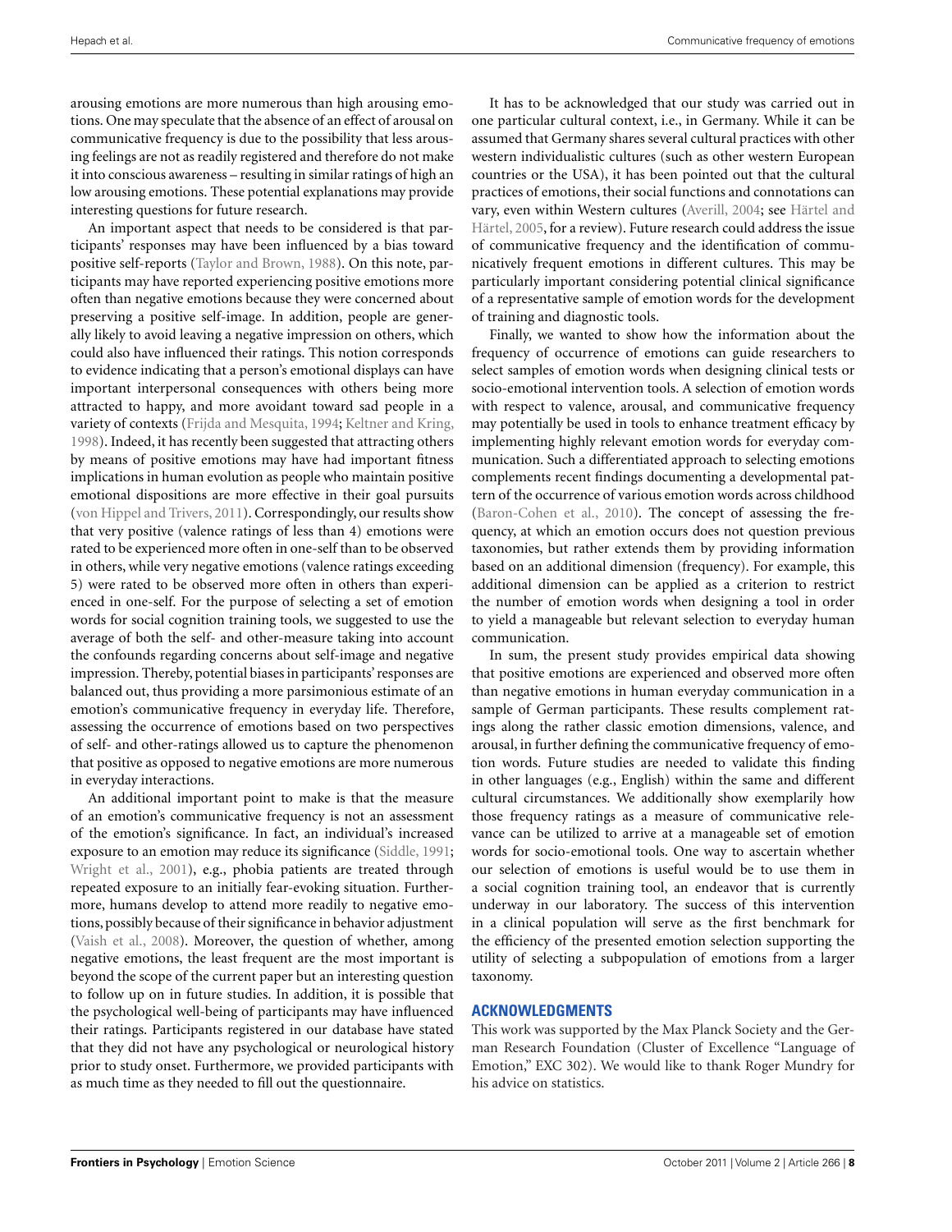arousing emotions are more numerous than high arousing emotions. One may speculate that the absence of an effect of arousal on communicative frequency is due to the possibility that less arousing feelings are not as readily registered and therefore do not make it into conscious awareness – resulting in similar ratings of high an low arousing emotions. These potential explanations may provide interesting questions for future research.

An important aspect that needs to be considered is that participants' responses may have been influenced by a bias toward positive self-reports (Taylor and Brown, 1988). On this note, participants may have reported experiencing positive emotions more often than negative emotions because they were concerned about preserving a positive self-image. In addition, people are generally likely to avoid leaving a negative impression on others, which could also have influenced their ratings. This notion corresponds to evidence indicating that a person's emotional displays can have important interpersonal consequences with others being more attracted to happy, and more avoidant toward sad people in a variety of contexts (Frijda and Mesquita, 1994; Keltner and Kring, 1998). Indeed, it has recently been suggested that attracting others by means of positive emotions may have had important fitness implications in human evolution as people who maintain positive emotional dispositions are more effective in their goal pursuits (von Hippel and Trivers, 2011). Correspondingly, our results show that very positive (valence ratings of less than 4) emotions were rated to be experienced more often in one-self than to be observed in others, while very negative emotions (valence ratings exceeding 5) were rated to be observed more often in others than experienced in one-self. For the purpose of selecting a set of emotion words for social cognition training tools, we suggested to use the average of both the self- and other-measure taking into account the confounds regarding concerns about self-image and negative impression. Thereby, potential biases in participants' responses are balanced out, thus providing a more parsimonious estimate of an emotion's communicative frequency in everyday life. Therefore, assessing the occurrence of emotions based on two perspectives of self- and other-ratings allowed us to capture the phenomenon that positive as opposed to negative emotions are more numerous in everyday interactions.

An additional important point to make is that the measure of an emotion's communicative frequency is not an assessment of the emotion's significance. In fact, an individual's increased exposure to an emotion may reduce its significance (Siddle, 1991; Wright et al., 2001), e.g., phobia patients are treated through repeated exposure to an initially fear-evoking situation. Furthermore, humans develop to attend more readily to negative emotions, possibly because of their significance in behavior adjustment (Vaish et al., 2008). Moreover, the question of whether, among negative emotions, the least frequent are the most important is beyond the scope of the current paper but an interesting question to follow up on in future studies. In addition, it is possible that the psychological well-being of participants may have influenced their ratings. Participants registered in our database have stated that they did not have any psychological or neurological history prior to study onset. Furthermore, we provided participants with as much time as they needed to fill out the questionnaire.

It has to be acknowledged that our study was carried out in one particular cultural context, i.e., in Germany. While it can be assumed that Germany shares several cultural practices with other western individualistic cultures (such as other western European countries or the USA), it has been pointed out that the cultural practices of emotions, their social functions and connotations can vary, even within Western cultures (Averill, 2004; see Härtel and Härtel, 2005, for a review). Future research could address the issue of communicative frequency and the identification of communicatively frequent emotions in different cultures. This may be particularly important considering potential clinical significance of a representative sample of emotion words for the development of training and diagnostic tools.

Finally, we wanted to show how the information about the frequency of occurrence of emotions can guide researchers to select samples of emotion words when designing clinical tests or socio-emotional intervention tools. A selection of emotion words with respect to valence, arousal, and communicative frequency may potentially be used in tools to enhance treatment efficacy by implementing highly relevant emotion words for everyday communication. Such a differentiated approach to selecting emotions complements recent findings documenting a developmental pattern of the occurrence of various emotion words across childhood (Baron-Cohen et al., 2010). The concept of assessing the frequency, at which an emotion occurs does not question previous taxonomies, but rather extends them by providing information based on an additional dimension (frequency). For example, this additional dimension can be applied as a criterion to restrict the number of emotion words when designing a tool in order to yield a manageable but relevant selection to everyday human communication.

In sum, the present study provides empirical data showing that positive emotions are experienced and observed more often than negative emotions in human everyday communication in a sample of German participants. These results complement ratings along the rather classic emotion dimensions, valence, and arousal, in further defining the communicative frequency of emotion words. Future studies are needed to validate this finding in other languages (e.g., English) within the same and different cultural circumstances. We additionally show exemplarily how those frequency ratings as a measure of communicative relevance can be utilized to arrive at a manageable set of emotion words for socio-emotional tools. One way to ascertain whether our selection of emotions is useful would be to use them in a social cognition training tool, an endeavor that is currently underway in our laboratory. The success of this intervention in a clinical population will serve as the first benchmark for the efficiency of the presented emotion selection supporting the utility of selecting a subpopulation of emotions from a larger taxonomy.

## ACKNOWLEDGMENTS

This work was supported by the Max Planck Society and the German Research Foundation (Cluster of Excellence "Language of Emotion," EXC 302). We would like to thank Roger Mundry for his advice on statistics.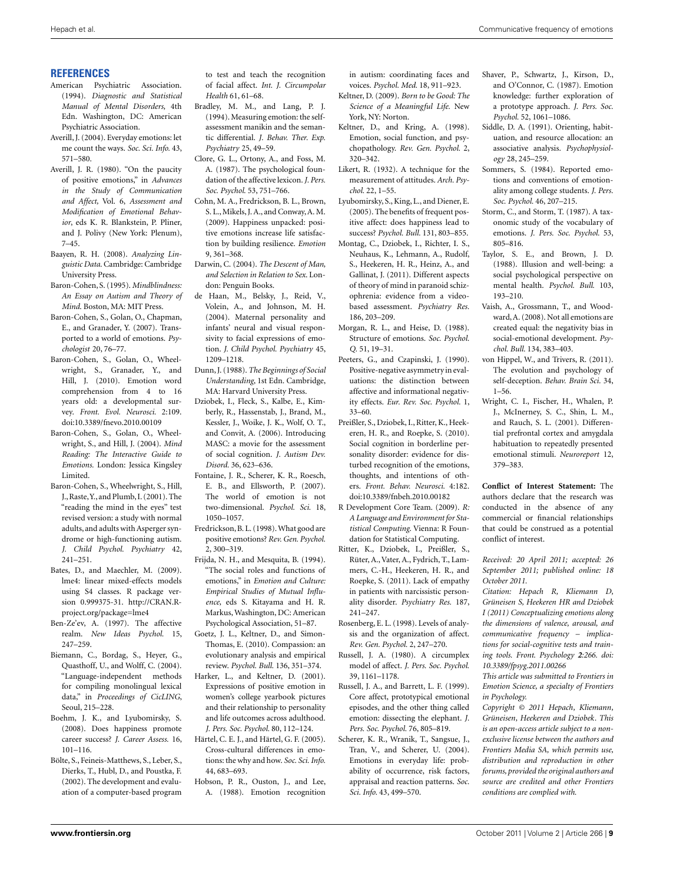## REFERENCES

American Psychiatric Association. (1994). *Diagnostic and Statistical Manual of Mental Disorders,* 4th Edn. Washington, DC: American Psychiatric Association.

Averill, J. (2004). Everyday emotions: let me count the ways. *Soc. Sci. Info.* 43, 571–580.

Averill, J. R. (1980). "On the paucity of positive emotions," in *Advances in the Study of Communication and Affect,* Vol. 6, *Assessment and Modification of Emotional Behavior*, eds K. R. Blankstein, P. Pliner, and J. Polivy (New York: Plenum), 7–45.

Baayen, R. H. (2008). *Analyzing Linguistic Data*. Cambridge: Cambridge University Press.

Baron-Cohen, S. (1995). *Mindblindness: An Essay on Autism and Theory of Mind*. Boston, MA: MIT Press.

Baron-Cohen, S., Golan, O., Chapman, E., and Granader, Y. (2007). Transported to a world of emotions. *Psychologist* 20, 76–77.

Baron-Cohen, S., Golan, O., Wheelwright, S., Granader, Y., and Hill, J. (2010). Emotion word comprehension from 4 to 16 years old: a developmental survey. *Front. Evol. Neurosci.* 2:109. doi:10.3389/fnevo.2010.00109

Baron-Cohen, S., Golan, O., Wheelwright, S., and Hill, J. (2004). *Mind Reading: The Interactive Guide to Emotions.* London: Jessica Kingsley Limited.

Baron-Cohen, S., Wheelwright, S., Hill, J., Raste, Y., and Plumb, I. (2001). The "reading the mind in the eyes" test revised version: a study with normal adults, and adults with Asperger syndrome or high-functioning autism. *J. Child Psychol. Psychiatry* 42, 241–251.

Bates, D., and Maechler, M. (2009). lme4: linear mixed-effects models using S4 classes. R package version 0.999375-31. http://CRAN.R-project.org/package=lme4

Ben-Ze'ev, A. (1997). The affective realm. *New Ideas Psychol.* 15, 247–259.

Biemann, C., Bordag, S., Heyer, G., Quasthoff, U., and Wolff, C. (2004). "Language-independent methods for compiling monolingual lexical data," in *Proceedings of CicLING*, Seoul, 215–228.

Boehm, J. K., and Lyubomirsky, S. (2008). Does happiness promote career success? *J. Career Assess.* 16, 101–116.

Bölte, S., Feineis-Matthews, S., Leber, S., Dierks, T., Hubl, D., and Poustka, F. (2002). The development and evaluation of a computer-based program to test and teach the recognition of facial affect. *Int. J. Circumpolar Health* 61, 61–68.

Bradley, M. M., and Lang, P. J. (1994). Measuring emotion: the self-assessment manikin and the semantic differential. *J. Behav. Ther. Exp. Psychiatry* 25, 49–59.

Clore, G. L., Ortony, A., and Foss, M. A. (1987). The psychological foundation of the affective lexicon. *J. Pers. Soc. Psychol.* 53, 751–766.

Cohn, M. A., Fredrickson, B. L., Brown, S. L., Mikels, J. A., and Conway, A. M. (2009). Happiness unpacked: positive emotions increase life satisfaction by building resilience. *Emotion* 9, 361–368.

Darwin, C. (2004). *The Descent of Man, and Selection in Relation to Sex*. London: Penguin Books.

de Haan, M., Belsky, J., Reid, V., Volein, A., and Johnson, M. H. (2004). Maternal personality and infants' neural and visual responsivity to facial expressions of emotion. *J. Child Psychol. Psychiatry* 45, 1209–1218.

Dunn, J. (1988). *The Beginnings of Social Understanding*, 1st Edn. Cambridge, MA: Harvard University Press.

Dziobek, I., Fleck, S., Kalbe, E., Kimberly, R., Hassenstab, J., Brand, M., Kessler, J., Woike, J. K., Wolf, O. T., and Convit, A. (2006). Introducing MASC: a movie for the assessment of social cognition. *J. Autism Dev. Disord.* 36, 623–636.

Fontaine, J. R., Scherer, K. R., Roesch, E. B., and Ellsworth, P. (2007). The world of emotion is not two-dimensional. *Psychol. Sci.* 18, 1050–1057.

Fredrickson, B. L. (1998). What good are positive emotions? *Rev. Gen. Psychol.* 2, 300–319.

Frijda, N. H., and Mesquita, B. (1994). "The social roles and functions of emotions," in *Emotion and Culture: Empirical Studies of Mutual Influence,* eds S. Kitayama and H. R. Markus, Washington, DC: American Psychological Association, 51–87.

Goetz, J. L., Keltner, D., and Simon-Thomas, E. (2010). Compassion: an evolutionary analysis and empirical review. *Psychol. Bull.* 136, 351–374.

Harker, L., and Keltner, D. (2001). Expressions of positive emotion in women's college yearbook pictures and their relationship to personality and life outcomes across adulthood. *J. Pers. Soc. Psychol.* 80, 112–124.

Härtel, C. E. J., and Härtel, G. F. (2005). Cross-cultural differences in emotions: the why and how. *Soc. Sci. Info.* 44, 683–693.

Hobson, P. R., Ouston, J., and Lee, A. (1988). Emotion recognition in autism: coordinating faces and voices. *Psychol. Med.* 18, 911–923.

Keltner, D. (2009). *Born to be Good: The Science of a Meaningful Life.* New York, NY: Norton.

Keltner, D., and Kring, A. (1998). Emotion, social function, and psychopathology. *Rev. Gen. Psychol.* 2, 320–342.

Likert, R. (1932). A technique for the measurement of attitudes. *Arch. Psychol.* 22, 1–55.

Lyubomirsky, S., King, L., and Diener, E. (2005). The benefits of frequent positive affect: does happiness lead to success? *Psychol. Bull.* 131, 803–855.

Montag, C., Dziobek, I., Richter, I. S., Neuhaus, K., Lehmann, A., Rudolf, S., Heekeren, H. R., Heinz, A., and Gallinat, J. (2011). Different aspects of theory of mind in paranoid schizophrenia: evidence from a video-based assessment. *Psychiatry Res.* 186, 203–209.

Morgan, R. L., and Heise, D. (1988). Structure of emotions. *Soc. Psychol. Q.* 51, 19–31.

Peeters, G., and Czapinski, J. (1990). Positive-negative asymmetry in evaluations: the distinction between affective and informational negativity effects. *Eur. Rev. Soc. Psychol.* 1, 33–60.

Preißler, S., Dziobek, I., Ritter, K., Heekeren, H. R., and Roepke, S. (2010). Social cognition in borderline personality disorder: evidence for disturbed recognition of the emotions, thoughts, and intentions of others. *Front. Behav. Neurosci.* 4:182. doi:10.3389/fnbeh.2010.00182

R Development Core Team. (2009). *R: A Language and Environment for Statistical Computing*. Vienna: R Foundation for Statistical Computing.

Ritter, K., Dziobek, I., Preißler, S., Rüter, A., Vater, A., Fydrich, T., Lammers, C.-H., Heekeren, H. R., and Roepke, S. (2011). Lack of empathy in patients with narcissistic personality disorder. *Psychiatry Res.* 187, 241–247.

Rosenberg, E. L. (1998). Levels of analysis and the organization of affect. *Rev. Gen. Psychol.* 2, 247–270.

Russell, J. A. (1980). A circumplex model of affect. *J. Pers. Soc. Psychol.* 39, 1161–1178.

Russell, J. A., and Barrett, L. F. (1999). Core affect, prototypical emotional episodes, and the other thing called emotion: dissecting the elephant. *J. Pers. Soc. Psychol.* 76, 805–819.

Scherer, K. R., Wranik, T., Sangsue, J., Tran, V., and Scherer, U. (2004). Emotions in everyday life: probability of occurrence, risk factors, appraisal and reaction patterns. *Soc. Sci. Info.* 43, 499–570.

Shaver, P., Schwartz, J., Kirson, D., and O'Connor, C. (1987). Emotion knowledge: further exploration of a prototype approach. *J. Pers. Soc. Psychol.* 52, 1061–1086.

Siddle, D. A. (1991). Orienting, habituation, and resource allocation: an associative analysis. *Psychophysiology* 28, 245–259.

Sommers, S. (1984). Reported emotions and conventions of emotionality among college students. *J. Pers. Soc. Psychol.* 46, 207–215.

Storm, C., and Storm, T. (1987). A taxonomic study of the vocabulary of emotions. *J. Pers. Soc. Psychol.* 53, 805–816.

Taylor, S. E., and Brown, J. D. (1988). Illusion and well-being: a social psychological perspective on mental health. *Psychol. Bull.* 103, 193–210.

Vaish, A., Grossmann, T., and Woodward, A. (2008). Not all emotions are created equal: the negativity bias in social-emotional development. *Psychol. Bull.* 134, 383–403.

von Hippel, W., and Trivers, R. (2011). The evolution and psychology of self-deception. *Behav. Brain Sci.* 34, 1–56.

Wright, C. I., Fischer, H., Whalen, P. J., McInerney, S. C., Shin, L. M., and Rauch, S. L. (2001). Differential prefrontal cortex and amygdala habituation to repeatedly presented emotional stimuli. *Neuroreport* 12, 379–383.

**Conflict of Interest Statement:** The authors declare that the research was conducted in the absence of any commercial or financial relationships that could be construed as a potential conflict of interest.

*Received: 20 April 2011; accepted: 26 September 2011; published online: 18 October 2011.*

*Citation: Hepach R, Kliemann D, Grüneisen S, Heekeren HR and Dziobek I (2011) Conceptualizing emotions along the dimensions of valence, arousal, and communicative frequency – implications for social-cognitive tests and training tools. Front. Psychology 2:266. doi: 10.3389/fpsyg.2011.00266*

*This article was submitted to Frontiers in Emotion Science, a specialty of Frontiers in Psychology.*

*Copyright © 2011 Hepach, Kliemann, Grüneisen, Heekeren and Dziobek. This is an open-access article subject to a non-exclusive license between the authors and Frontiers Media SA, which permits use, distribution and reproduction in other forums, provided the original authors and source are credited and other Frontiers conditions are complied with.*